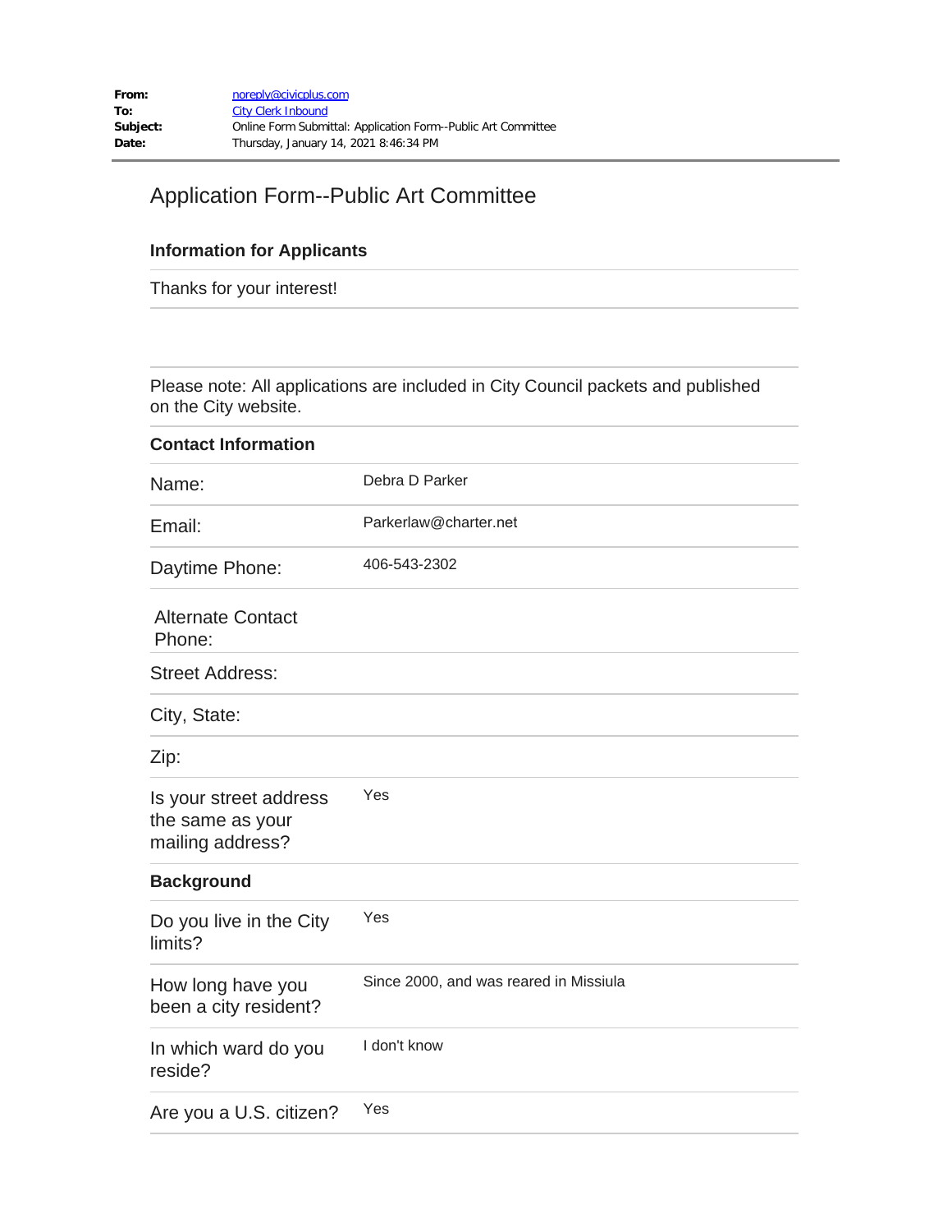| | |
|---|---|
| **From:** | noreply@civicplus.com |
| **To:** | City Clerk Inbound |
| **Subject:** | Online Form Submittal: Application Form--Public Art Committee |
| **Date:** | Thursday, January 14, 2021 8:46:34 PM |

# Application Form--Public Art Committee

### Information for Applicants

Thanks for your interest!

Please note: All applications are included in City Council packets and published on the City website.

### Contact Information

| | |
|---|---|
| Name: | Debra D Parker |
| Email: | Parkerlaw@charter.net |
| Daytime Phone: | 406-543-2302 |
| Alternate Contact Phone: | |
| Street Address: | |
| City, State: | |
| Zip: | |
| Is your street address the same as your mailing address? | Yes |

### Background

| | |
|---|---|
| Do you live in the City limits? | Yes |
| How long have you been a city resident? | Since 2000, and was reared in Missiula |
| In which ward do you reside? | I don't know |
| Are you a U.S. citizen? | Yes |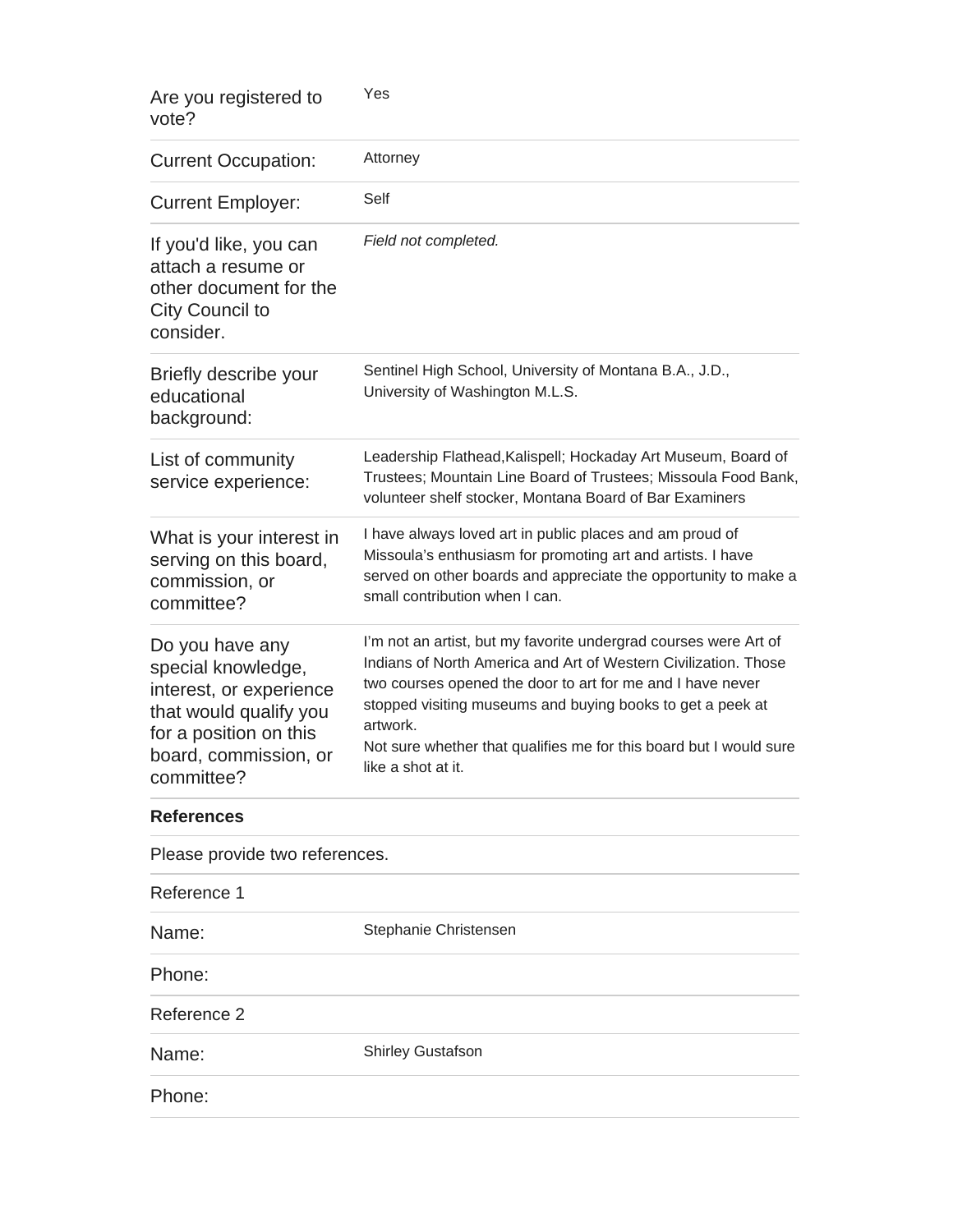| | |
|---|---|
| Are you registered to vote? | Yes |
| Current Occupation: | Attorney |
| Current Employer: | Self |
| If you'd like, you can attach a resume or other document for the City Council to consider. | *Field not completed.* |
| Briefly describe your educational background: | Sentinel High School, University of Montana B.A., J.D., University of Washington M.L.S. |
| List of community service experience: | Leadership Flathead,Kalispell; Hockaday Art Museum, Board of Trustees; Mountain Line Board of Trustees; Missoula Food Bank, volunteer shelf stocker, Montana Board of Bar Examiners |
| What is your interest in serving on this board, commission, or committee? | I have always loved art in public places and am proud of Missoula's enthusiasm for promoting art and artists. I have served on other boards and appreciate the opportunity to make a small contribution when I can. |
| Do you have any special knowledge, interest, or experience that would qualify you for a position on this board, commission, or committee? | I'm not an artist, but my favorite undergrad courses were Art of Indians of North America and Art of Western Civilization. Those two courses opened the door to art for me and I have never stopped visiting museums and buying books to get a peek at artwork.<br>Not sure whether that qualifies me for this board but I would sure like a shot at it. |

**References**

Please provide two references.

Reference 1

| | |
|---|---|
| Name: | Stephanie Christensen |
| Phone: | |

Reference 2

| | |
|---|---|
| Name: | Shirley Gustafson |
| Phone: | |